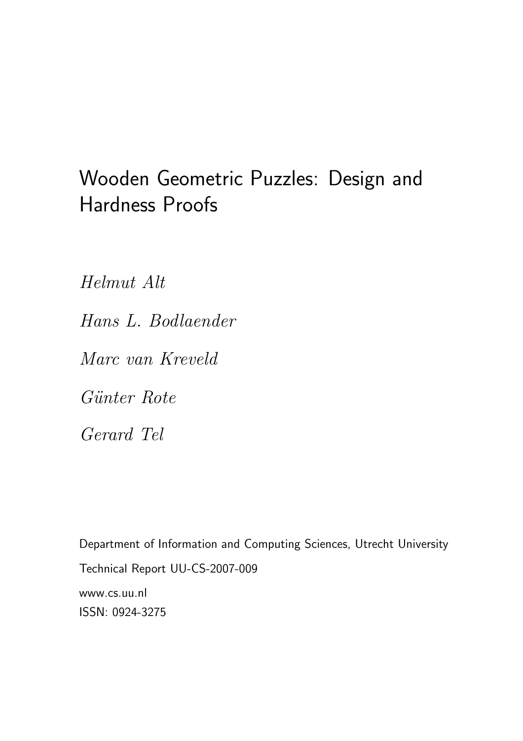# Wooden Geometric Puzzles: Design and Hardness Proofs

*Helmut Alt*

*Hans L. Bodlaender*

*Marc van Kreveld*

*Günter Rote*

*Gerard Tel*

Department of Information and Computing Sciences, Utrecht University

Technical Report UU-CS-2007-009

www.cs.uu.nl

ISSN: 0924-3275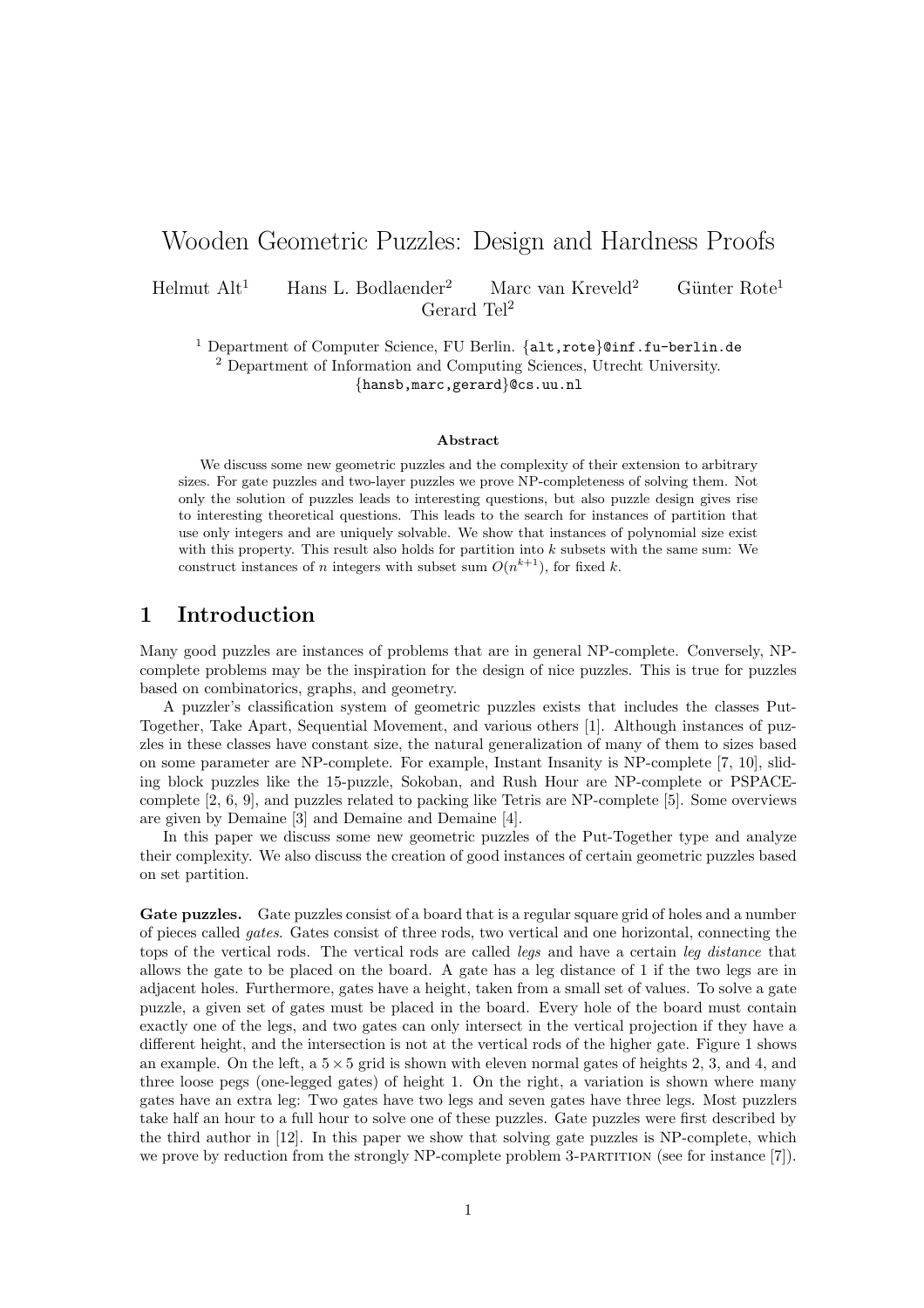# Wooden Geometric Puzzles: Design and Hardness Proofs

Helmut Alt[1] Hans L. Bodlaender[2] Marc van Kreveld[2] Günter Rote[1] Gerard Tel[2]

[1] Department of Computer Science, FU Berlin. {alt,rote}@inf.fu-berlin.de
[2] Department of Information and Computing Sciences, Utrecht University. {hansb,marc,gerard}@cs.uu.nl

### Abstract

We discuss some new geometric puzzles and the complexity of their extension to arbitrary sizes. For gate puzzles and two-layer puzzles we prove NP-completeness of solving them. Not only the solution of puzzles leads to interesting questions, but also puzzle design gives rise to interesting theoretical questions. This leads to the search for instances of partition that use only integers and are uniquely solvable. We show that instances of polynomial size exist with this property. This result also holds for partition into $k$ subsets with the same sum: We construct instances of $n$ integers with subset sum $O(n^{k+1})$, for fixed $k$.

## 1 Introduction

Many good puzzles are instances of problems that are in general NP-complete. Conversely, NP-complete problems may be the inspiration for the design of nice puzzles. This is true for puzzles based on combinatorics, graphs, and geometry.

A puzzler's classification system of geometric puzzles exists that includes the classes Put-Together, Take Apart, Sequential Movement, and various others [1]. Although instances of puzzles in these classes have constant size, the natural generalization of many of them to sizes based on some parameter are NP-complete. For example, Instant Insanity is NP-complete [7, 10], sliding block puzzles like the 15-puzzle, Sokoban, and Rush Hour are NP-complete or PSPACE-complete [2, 6, 9], and puzzles related to packing like Tetris are NP-complete [5]. Some overviews are given by Demaine [3] and Demaine and Demaine [4].

In this paper we discuss some new geometric puzzles of the Put-Together type and analyze their complexity. We also discuss the creation of good instances of certain geometric puzzles based on set partition.

**Gate puzzles.** Gate puzzles consist of a board that is a regular square grid of holes and a number of pieces called *gates*. Gates consist of three rods, two vertical and one horizontal, connecting the tops of the vertical rods. The vertical rods are called *legs* and have a certain *leg distance* that allows the gate to be placed on the board. A gate has a leg distance of 1 if the two legs are in adjacent holes. Furthermore, gates have a height, taken from a small set of values. To solve a gate puzzle, a given set of gates must be placed in the board. Every hole of the board must contain exactly one of the legs, and two gates can only intersect in the vertical projection if they have a different height, and the intersection is not at the vertical rods of the higher gate. Figure 1 shows an example. On the left, a $5 \times 5$ grid is shown with eleven normal gates of heights 2, 3, and 4, and three loose pegs (one-legged gates) of height 1. On the right, a variation is shown where many gates have an extra leg: Two gates have two legs and seven gates have three legs. Most puzzlers take half an hour to a full hour to solve one of these puzzles. Gate puzzles were first described by the third author in [12]. In this paper we show that solving gate puzzles is NP-complete, which we prove by reduction from the strongly NP-complete problem 3-PARTITION (see for instance [7]).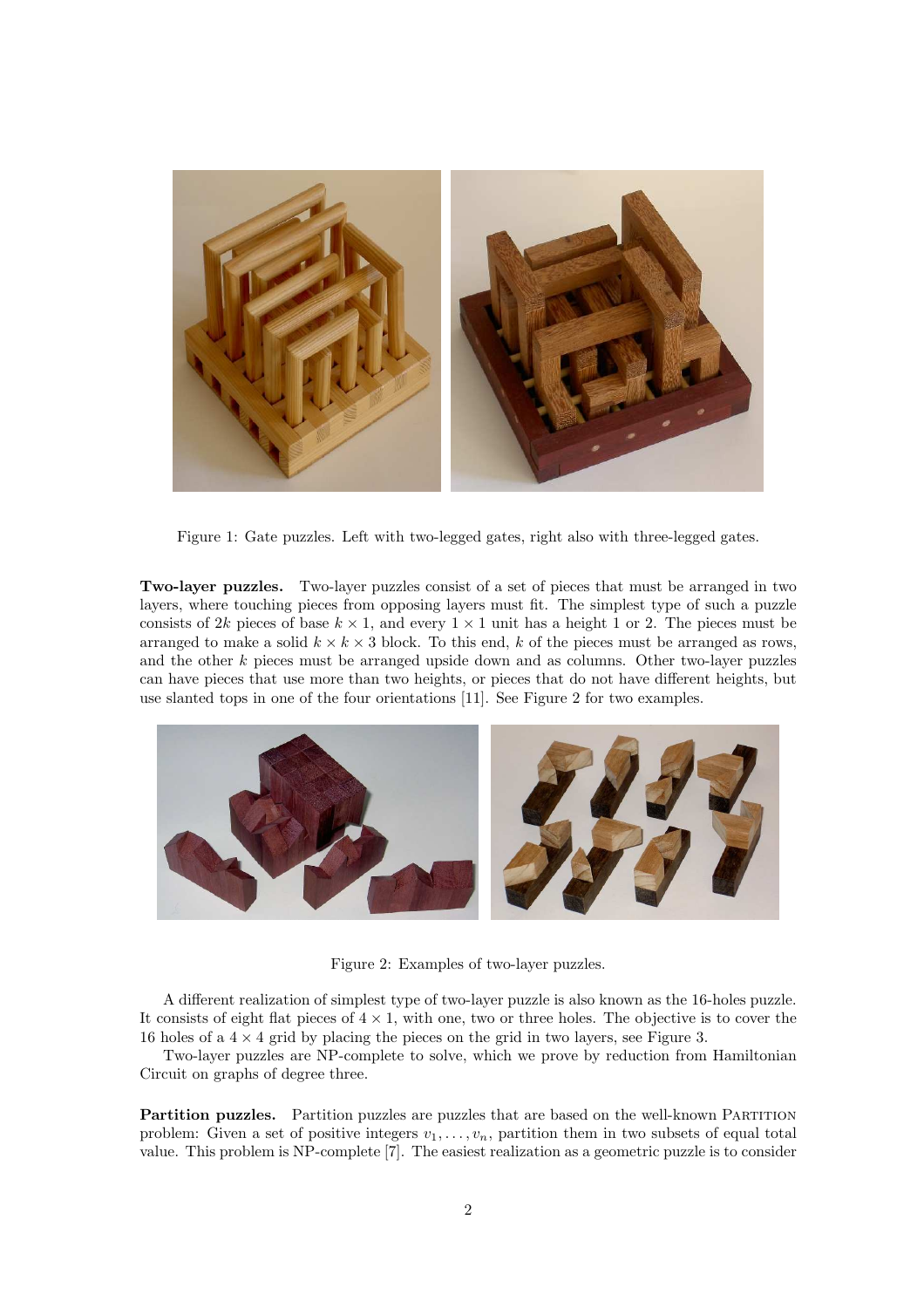Figure 1: Gate puzzles. Left with two-legged gates, right also with three-legged gates.

**Two-layer puzzles.** Two-layer puzzles consist of a set of pieces that must be arranged in two layers, where touching pieces from opposing layers must fit. The simplest type of such a puzzle consists of $2k$ pieces of base $k \times 1$, and every $1 \times 1$ unit has a height 1 or 2. The pieces must be arranged to make a solid $k \times k \times 3$ block. To this end, $k$ of the pieces must be arranged as rows, and the other $k$ pieces must be arranged upside down and as columns. Other two-layer puzzles can have pieces that use more than two heights, or pieces that do not have different heights, but use slanted tops in one of the four orientations [11]. See Figure 2 for two examples.

Figure 2: Examples of two-layer puzzles.

A different realization of simplest type of two-layer puzzle is also known as the 16-holes puzzle. It consists of eight flat pieces of $4 \times 1$, with one, two or three holes. The objective is to cover the 16 holes of a $4 \times 4$ grid by placing the pieces on the grid in two layers, see Figure 3.

Two-layer puzzles are NP-complete to solve, which we prove by reduction from Hamiltonian Circuit on graphs of degree three.

**Partition puzzles.** Partition puzzles are puzzles that are based on the well-known Partition problem: Given a set of positive integers $v_1, \ldots, v_n$, partition them in two subsets of equal total value. This problem is NP-complete [7]. The easiest realization as a geometric puzzle is to consider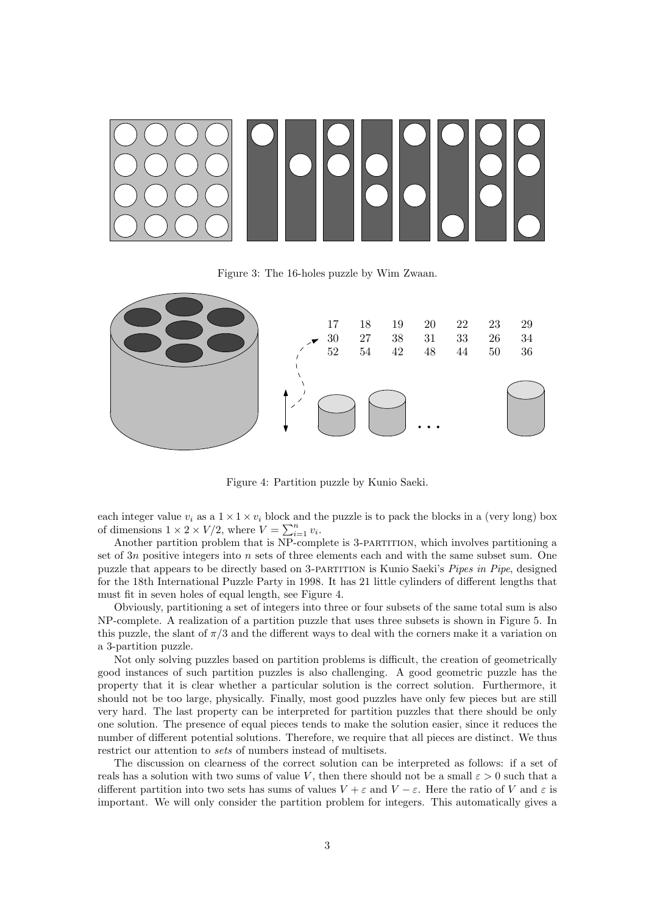Figure 3: The 16-holes puzzle by Wim Zwaan.

| 17 | 18 | 19 | 20 | 22 | 23 | 29 |
|---|---|---|---|---|---|---|
| 30 | 27 | 38 | 31 | 33 | 26 | 34 |
| 52 | 54 | 42 | 48 | 44 | 50 | 36 |

Figure 4: Partition puzzle by Kunio Saeki.

each integer value $v_i$ as a $1 \times 1 \times v_i$ block and the puzzle is to pack the blocks in a (very long) box of dimensions $1 \times 2 \times V/2$, where $V = \sum_{i=1}^{n} v_i$.

Another partition problem that is NP-complete is 3-PARTITION, which involves partitioning a set of $3n$ positive integers into $n$ sets of three elements each and with the same subset sum. One puzzle that appears to be directly based on 3-PARTITION is Kunio Saeki's *Pipes in Pipe*, designed for the 18th International Puzzle Party in 1998. It has 21 little cylinders of different lengths that must fit in seven holes of equal length, see Figure 4.

Obviously, partitioning a set of integers into three or four subsets of the same total sum is also NP-complete. A realization of a partition puzzle that uses three subsets is shown in Figure 5. In this puzzle, the slant of $\pi/3$ and the different ways to deal with the corners make it a variation on a 3-partition puzzle.

Not only solving puzzles based on partition problems is difficult, the creation of geometrically good instances of such partition puzzles is also challenging. A good geometric puzzle has the property that it is clear whether a particular solution is the correct solution. Furthermore, it should not be too large, physically. Finally, most good puzzles have only few pieces but are still very hard. The last property can be interpreted for partition puzzles that there should be only one solution. The presence of equal pieces tends to make the solution easier, since it reduces the number of different potential solutions. Therefore, we require that all pieces are distinct. We thus restrict our attention to *sets* of numbers instead of multisets.

The discussion on clearness of the correct solution can be interpreted as follows: if a set of reals has a solution with two sums of value $V$, then there should not be a small $\varepsilon > 0$ such that a different partition into two sets has sums of values $V + \varepsilon$ and $V - \varepsilon$. Here the ratio of $V$ and $\varepsilon$ is important. We will only consider the partition problem for integers. This automatically gives a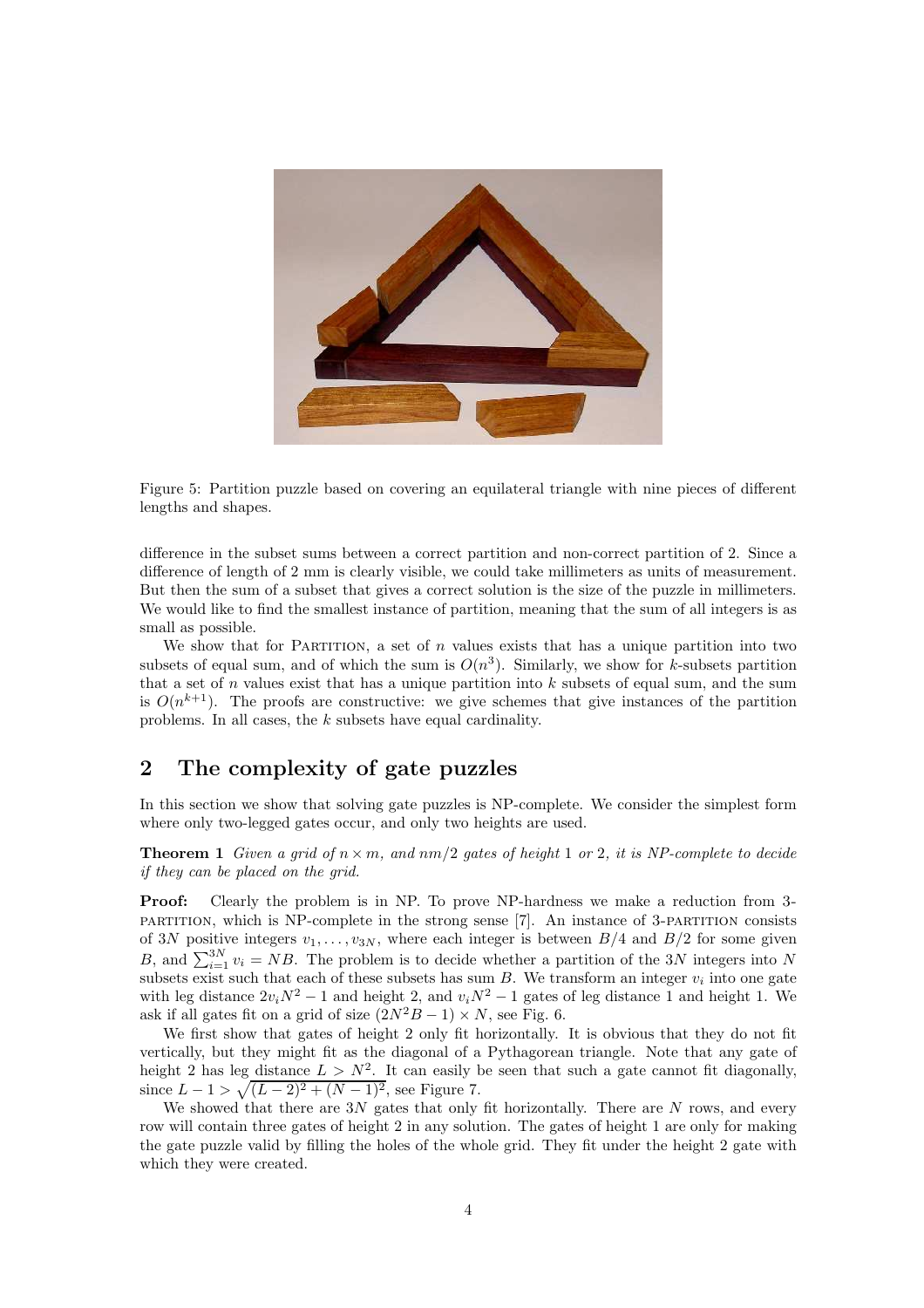Figure 5: Partition puzzle based on covering an equilateral triangle with nine pieces of different lengths and shapes.

difference in the subset sums between a correct partition and non-correct partition of 2. Since a difference of length of 2 mm is clearly visible, we could take millimeters as units of measurement. But then the sum of a subset that gives a correct solution is the size of the puzzle in millimeters. We would like to find the smallest instance of partition, meaning that the sum of all integers is as small as possible.

We show that for PARTITION, a set of $n$ values exists that has a unique partition into two subsets of equal sum, and of which the sum is $O(n^3)$. Similarly, we show for $k$-subsets partition that a set of $n$ values exist that has a unique partition into $k$ subsets of equal sum, and the sum is $O(n^{k+1})$. The proofs are constructive: we give schemes that give instances of the partition problems. In all cases, the $k$ subsets have equal cardinality.

## 2 The complexity of gate puzzles

In this section we show that solving gate puzzles is NP-complete. We consider the simplest form where only two-legged gates occur, and only two heights are used.

**Theorem 1** *Given a grid of $n \times m$, and $nm/2$ gates of height 1 or 2, it is NP-complete to decide if they can be placed on the grid.*

**Proof:** Clearly the problem is in NP. To prove NP-hardness we make a reduction from 3-PARTITION, which is NP-complete in the strong sense [7]. An instance of 3-PARTITION consists of $3N$ positive integers $v_1, \ldots, v_{3N}$, where each integer is between $B/4$ and $B/2$ for some given $B$, and $\sum_{i=1}^{3N} v_i = NB$. The problem is to decide whether a partition of the $3N$ integers into $N$ subsets exist such that each of these subsets has sum $B$. We transform an integer $v_i$ into one gate with leg distance $2v_iN^2 - 1$ and height 2, and $v_iN^2 - 1$ gates of leg distance 1 and height 1. We ask if all gates fit on a grid of size $(2N^2B - 1) \times N$, see Fig. 6.

We first show that gates of height 2 only fit horizontally. It is obvious that they do not fit vertically, but they might fit as the diagonal of a Pythagorean triangle. Note that any gate of height 2 has leg distance $L > N^2$. It can easily be seen that such a gate cannot fit diagonally, since $L - 1 > \sqrt{(L-2)^2 + (N-1)^2}$, see Figure 7.

We showed that there are $3N$ gates that only fit horizontally. There are $N$ rows, and every row will contain three gates of height 2 in any solution. The gates of height 1 are only for making the gate puzzle valid by filling the holes of the whole grid. They fit under the height 2 gate with which they were created.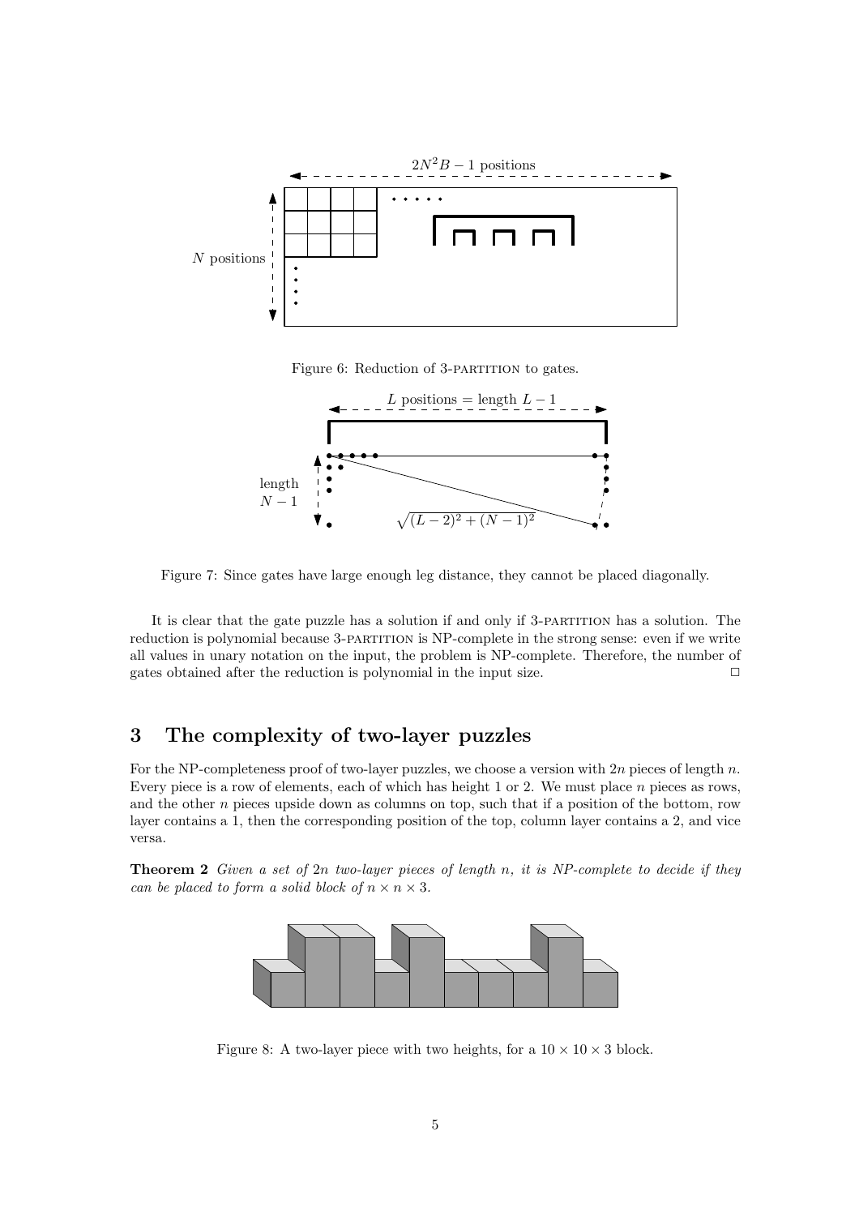Figure 6: Reduction of 3-PARTITION to gates.

Figure 7: Since gates have large enough leg distance, they cannot be placed diagonally.

It is clear that the gate puzzle has a solution if and only if 3-PARTITION has a solution. The reduction is polynomial because 3-PARTITION is NP-complete in the strong sense: even if we write all values in unary notation on the input, the problem is NP-complete. Therefore, the number of gates obtained after the reduction is polynomial in the input size. □

## 3 The complexity of two-layer puzzles

For the NP-completeness proof of two-layer puzzles, we choose a version with $2n$ pieces of length $n$. Every piece is a row of elements, each of which has height 1 or 2. We must place $n$ pieces as rows, and the other $n$ pieces upside down as columns on top, such that if a position of the bottom, row layer contains a 1, then the corresponding position of the top, column layer contains a 2, and vice versa.

**Theorem 2** *Given a set of $2n$ two-layer pieces of length $n$, it is NP-complete to decide if they can be placed to form a solid block of $n \times n \times 3$.*

Figure 8: A two-layer piece with two heights, for a $10 \times 10 \times 3$ block.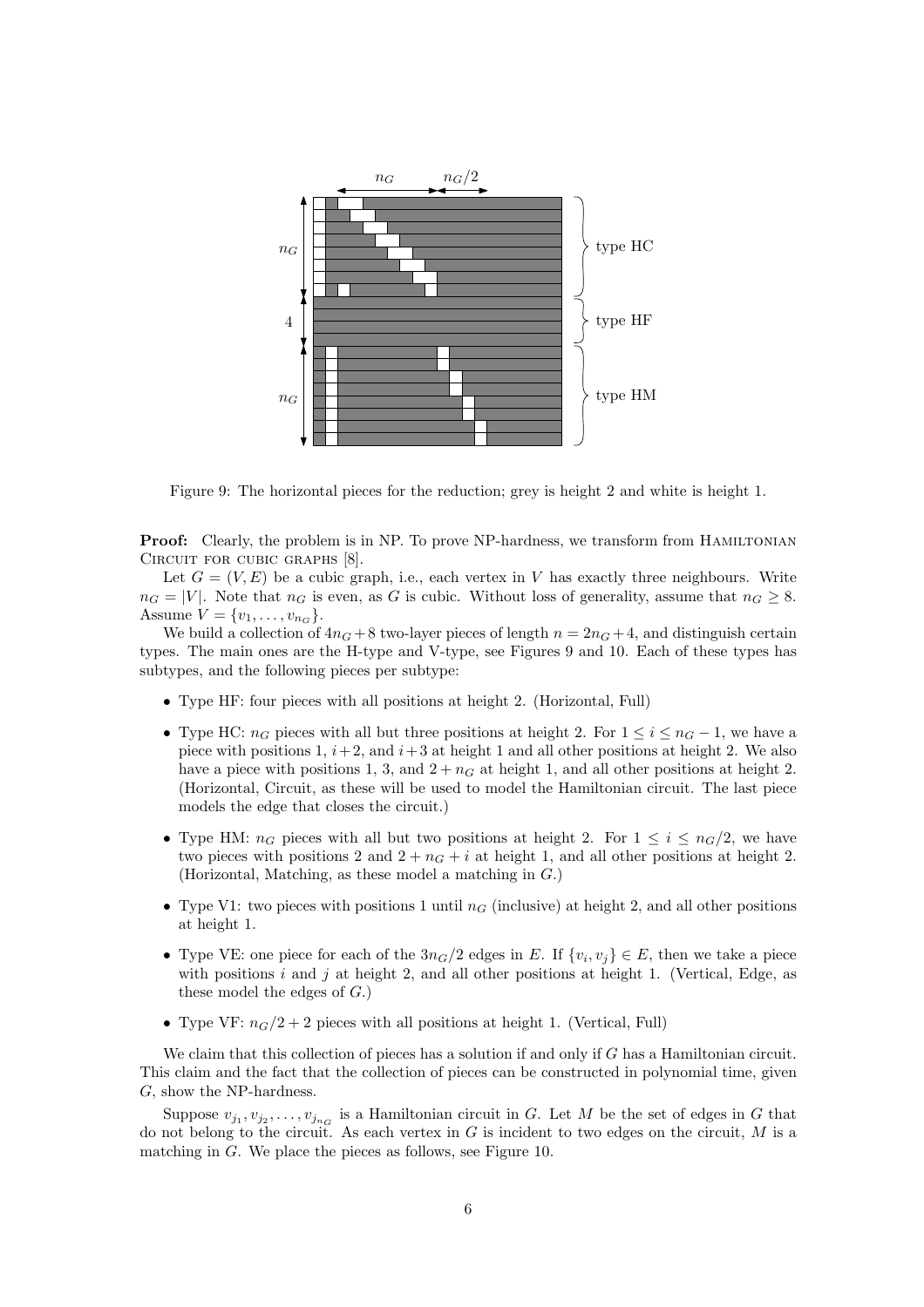Figure 9: The horizontal pieces for the reduction; grey is height 2 and white is height 1.

**Proof:** Clearly, the problem is in NP. To prove NP-hardness, we transform from Hamiltonian Circuit for cubic graphs [8].

Let $G = (V, E)$ be a cubic graph, i.e., each vertex in $V$ has exactly three neighbours. Write $n_G = |V|$. Note that $n_G$ is even, as $G$ is cubic. Without loss of generality, assume that $n_G \geq 8$. Assume $V = \{v_1, \ldots, v_{n_G}\}$.

We build a collection of $4n_G + 8$ two-layer pieces of length $n = 2n_G + 4$, and distinguish certain types. The main ones are the H-type and V-type, see Figures 9 and 10. Each of these types has subtypes, and the following pieces per subtype:

- Type HF: four pieces with all positions at height 2. (Horizontal, Full)
- Type HC: $n_G$ pieces with all but three positions at height 2. For $1 \leq i \leq n_G - 1$, we have a piece with positions 1, $i + 2$, and $i + 3$ at height 1 and all other positions at height 2. We also have a piece with positions 1, 3, and $2 + n_G$ at height 1, and all other positions at height 2. (Horizontal, Circuit, as these will be used to model the Hamiltonian circuit. The last piece models the edge that closes the circuit.)
- Type HM: $n_G$ pieces with all but two positions at height 2. For $1 \leq i \leq n_G/2$, we have two pieces with positions 2 and $2 + n_G + i$ at height 1, and all other positions at height 2. (Horizontal, Matching, as these model a matching in $G$.)
- Type V1: two pieces with positions 1 until $n_G$ (inclusive) at height 2, and all other positions at height 1.
- Type VE: one piece for each of the $3n_G/2$ edges in $E$. If $\{v_i, v_j\} \in E$, then we take a piece with positions $i$ and $j$ at height 2, and all other positions at height 1. (Vertical, Edge, as these model the edges of $G$.)
- Type VF: $n_G/2 + 2$ pieces with all positions at height 1. (Vertical, Full)

We claim that this collection of pieces has a solution if and only if $G$ has a Hamiltonian circuit. This claim and the fact that the collection of pieces can be constructed in polynomial time, given $G$, show the NP-hardness.

Suppose $v_{j_1}, v_{j_2}, \ldots, v_{j_{n_G}}$ is a Hamiltonian circuit in $G$. Let $M$ be the set of edges in $G$ that do not belong to the circuit. As each vertex in $G$ is incident to two edges on the circuit, $M$ is a matching in $G$. We place the pieces as follows, see Figure 10.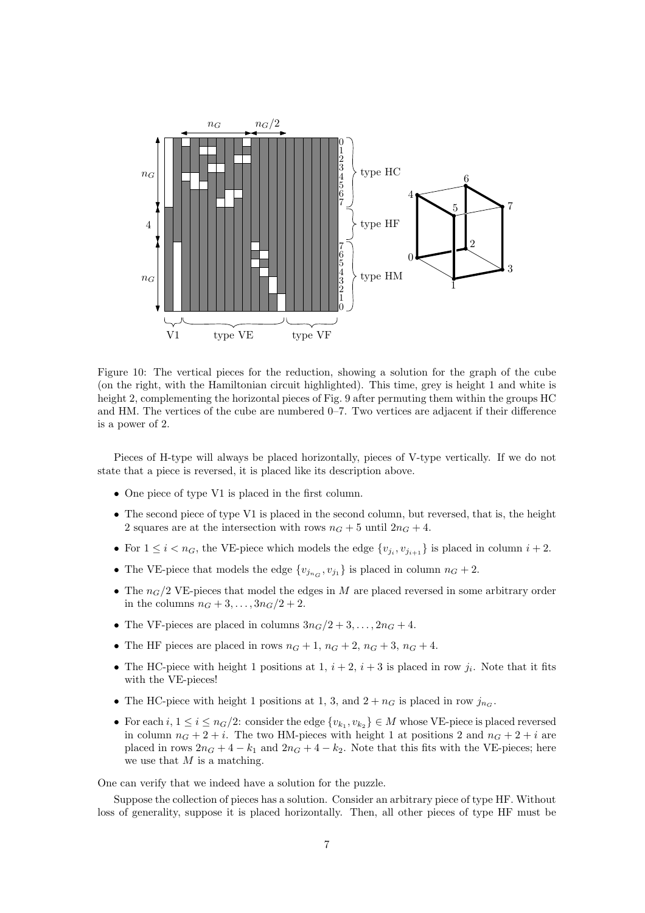Figure 10: The vertical pieces for the reduction, showing a solution for the graph of the cube (on the right, with the Hamiltonian circuit highlighted). This time, grey is height 1 and white is height 2, complementing the horizontal pieces of Fig. 9 after permuting them within the groups HC and HM. The vertices of the cube are numbered 0–7. Two vertices are adjacent if their difference is a power of 2.

Pieces of H-type will always be placed horizontally, pieces of V-type vertically. If we do not state that a piece is reversed, it is placed like its description above.

- One piece of type V1 is placed in the first column.
- The second piece of type V1 is placed in the second column, but reversed, that is, the height 2 squares are at the intersection with rows $n_G + 5$ until $2n_G + 4$.
- For $1 \le i < n_G$, the VE-piece which models the edge $\{v_{j_i}, v_{j_{i+1}}\}$ is placed in column $i + 2$.
- The VE-piece that models the edge $\{v_{j_{n_G}}, v_{j_1}\}$ is placed in column $n_G + 2$.
- The $n_G/2$ VE-pieces that model the edges in $M$ are placed reversed in some arbitrary order in the columns $n_G + 3, \ldots, 3n_G/2 + 2$.
- The VF-pieces are placed in columns $3n_G/2 + 3, \ldots, 2n_G + 4$.
- The HF pieces are placed in rows $n_G + 1$, $n_G + 2$, $n_G + 3$, $n_G + 4$.
- The HC-piece with height 1 positions at 1, $i + 2$, $i + 3$ is placed in row $j_i$. Note that it fits with the VE-pieces!
- The HC-piece with height 1 positions at 1, 3, and $2 + n_G$ is placed in row $j_{n_G}$.
- For each $i$, $1 \le i \le n_G/2$: consider the edge $\{v_{k_1}, v_{k_2}\} \in M$ whose VE-piece is placed reversed in column $n_G + 2 + i$. The two HM-pieces with height 1 at positions 2 and $n_G + 2 + i$ are placed in rows $2n_G + 4 - k_1$ and $2n_G + 4 - k_2$. Note that this fits with the VE-pieces; here we use that $M$ is a matching.

One can verify that we indeed have a solution for the puzzle.

Suppose the collection of pieces has a solution. Consider an arbitrary piece of type HF. Without loss of generality, suppose it is placed horizontally. Then, all other pieces of type HF must be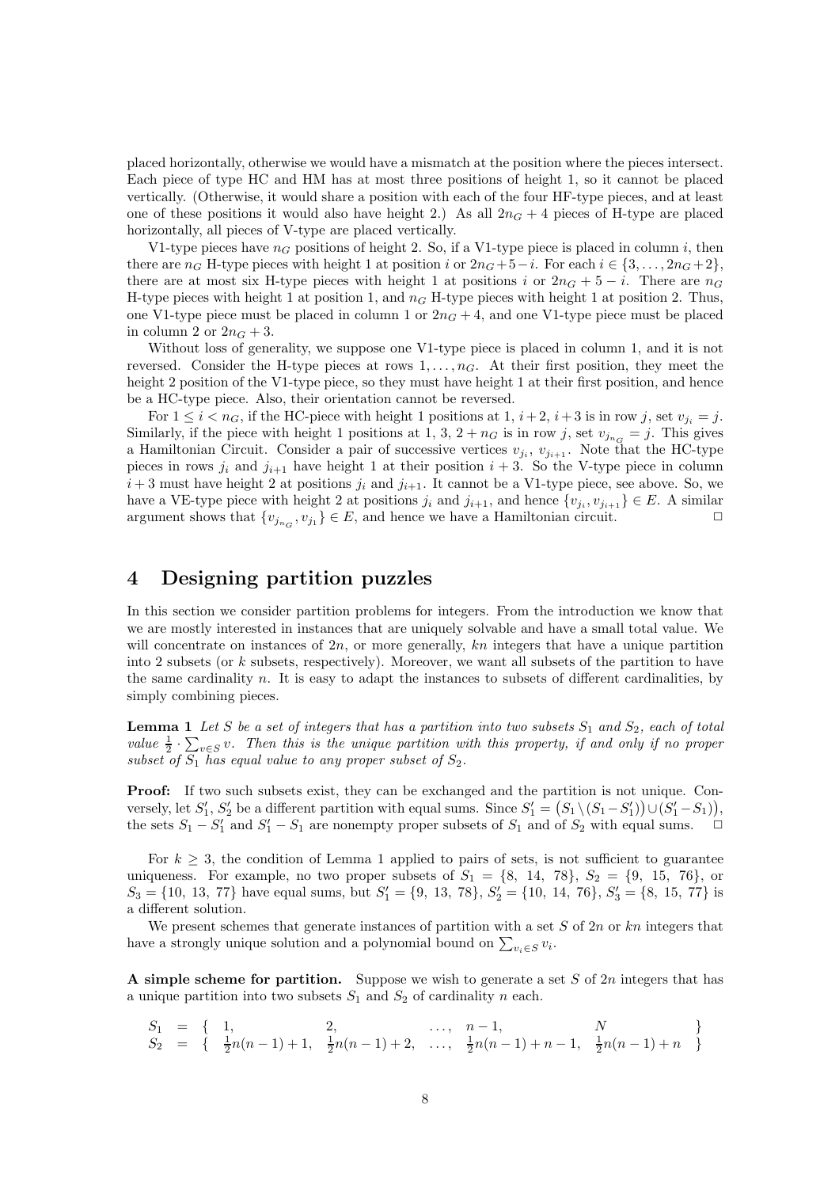placed horizontally, otherwise we would have a mismatch at the position where the pieces intersect. Each piece of type HC and HM has at most three positions of height 1, so it cannot be placed vertically. (Otherwise, it would share a position with each of the four HF-type pieces, and at least one of these positions it would also have height 2.) As all $2n_G + 4$ pieces of H-type are placed horizontally, all pieces of V-type are placed vertically.

V1-type pieces have $n_G$ positions of height 2. So, if a V1-type piece is placed in column $i$, then there are $n_G$ H-type pieces with height 1 at position $i$ or $2n_G + 5 - i$. For each $i \in \{3, \ldots, 2n_G + 2\}$, there are at most six H-type pieces with height 1 at positions $i$ or $2n_G + 5 - i$. There are $n_G$ H-type pieces with height 1 at position 1, and $n_G$ H-type pieces with height 1 at position 2. Thus, one V1-type piece must be placed in column 1 or $2n_G + 4$, and one V1-type piece must be placed in column 2 or $2n_G + 3$.

Without loss of generality, we suppose one V1-type piece is placed in column 1, and it is not reversed. Consider the H-type pieces at rows $1, \ldots, n_G$. At their first position, they meet the height 2 position of the V1-type piece, so they must have height 1 at their first position, and hence be a HC-type piece. Also, their orientation cannot be reversed.

For $1 \leq i < n_G$, if the HC-piece with height 1 positions at 1, $i+2$, $i+3$ is in row $j$, set $v_{j_i} = j$. Similarly, if the piece with height 1 positions at 1, 3, $2 + n_G$ is in row $j$, set $v_{j_{n_G}} = j$. This gives a Hamiltonian Circuit. Consider a pair of successive vertices $v_{j_i}$, $v_{j_{i+1}}$. Note that the HC-type pieces in rows $j_i$ and $j_{i+1}$ have height 1 at their position $i + 3$. So the V-type piece in column $i + 3$ must have height 2 at positions $j_i$ and $j_{i+1}$. It cannot be a V1-type piece, see above. So, we have a VE-type piece with height 2 at positions $j_i$ and $j_{i+1}$, and hence $\{v_{j_i}, v_{j_{i+1}}\} \in E$. A similar argument shows that $\{v_{j_{n_G}}, v_{j_1}\} \in E$, and hence we have a Hamiltonian circuit. $\square$

## 4 Designing partition puzzles

In this section we consider partition problems for integers. From the introduction we know that we are mostly interested in instances that are uniquely solvable and have a small total value. We will concentrate on instances of $2n$, or more generally, $kn$ integers that have a unique partition into 2 subsets (or $k$ subsets, respectively). Moreover, we want all subsets of the partition to have the same cardinality $n$. It is easy to adapt the instances to subsets of different cardinalities, by simply combining pieces.

**Lemma 1** *Let $S$ be a set of integers that has a partition into two subsets $S_1$ and $S_2$, each of total value $\frac{1}{2} \cdot \sum_{v \in S} v$. Then this is the unique partition with this property, if and only if no proper subset of $S_1$ has equal value to any proper subset of $S_2$.*

**Proof:** If two such subsets exist, they can be exchanged and the partition is not unique. Conversely, let $S_1'$, $S_2'$ be a different partition with equal sums. Since $S_1' = \big(S_1 \setminus (S_1 - S_1')\big) \cup (S_1' - S_1)\big)$, the sets $S_1 - S_1'$ and $S_1' - S_1$ are nonempty proper subsets of $S_1$ and of $S_2$ with equal sums. $\square$

For $k \geq 3$, the condition of Lemma 1 applied to pairs of sets, is not sufficient to guarantee uniqueness. For example, no two proper subsets of $S_1 = \{8,\ 14,\ 78\}$, $S_2 = \{9,\ 15,\ 76\}$, or $S_3 = \{10,\ 13,\ 77\}$ have equal sums, but $S_1' = \{9,\ 13,\ 78\}$, $S_2' = \{10,\ 14,\ 76\}$, $S_3' = \{8,\ 15,\ 77\}$ is a different solution.

We present schemes that generate instances of partition with a set $S$ of $2n$ or $kn$ integers that have a strongly unique solution and a polynomial bound on $\sum_{v_i \in S} v_i$.

**A simple scheme for partition.** Suppose we wish to generate a set $S$ of $2n$ integers that has a unique partition into two subsets $S_1$ and $S_2$ of cardinality $n$ each.

$$
\begin{array}{rclllll}
S_1 & = & \{ & 1, & 2, & \ldots, & n-1, & N & \} \\
S_2 & = & \{ & \frac{1}{2}n(n-1)+1, & \frac{1}{2}n(n-1)+2, & \ldots, & \frac{1}{2}n(n-1)+n-1, & \frac{1}{2}n(n-1)+n & \}
\end{array}
$$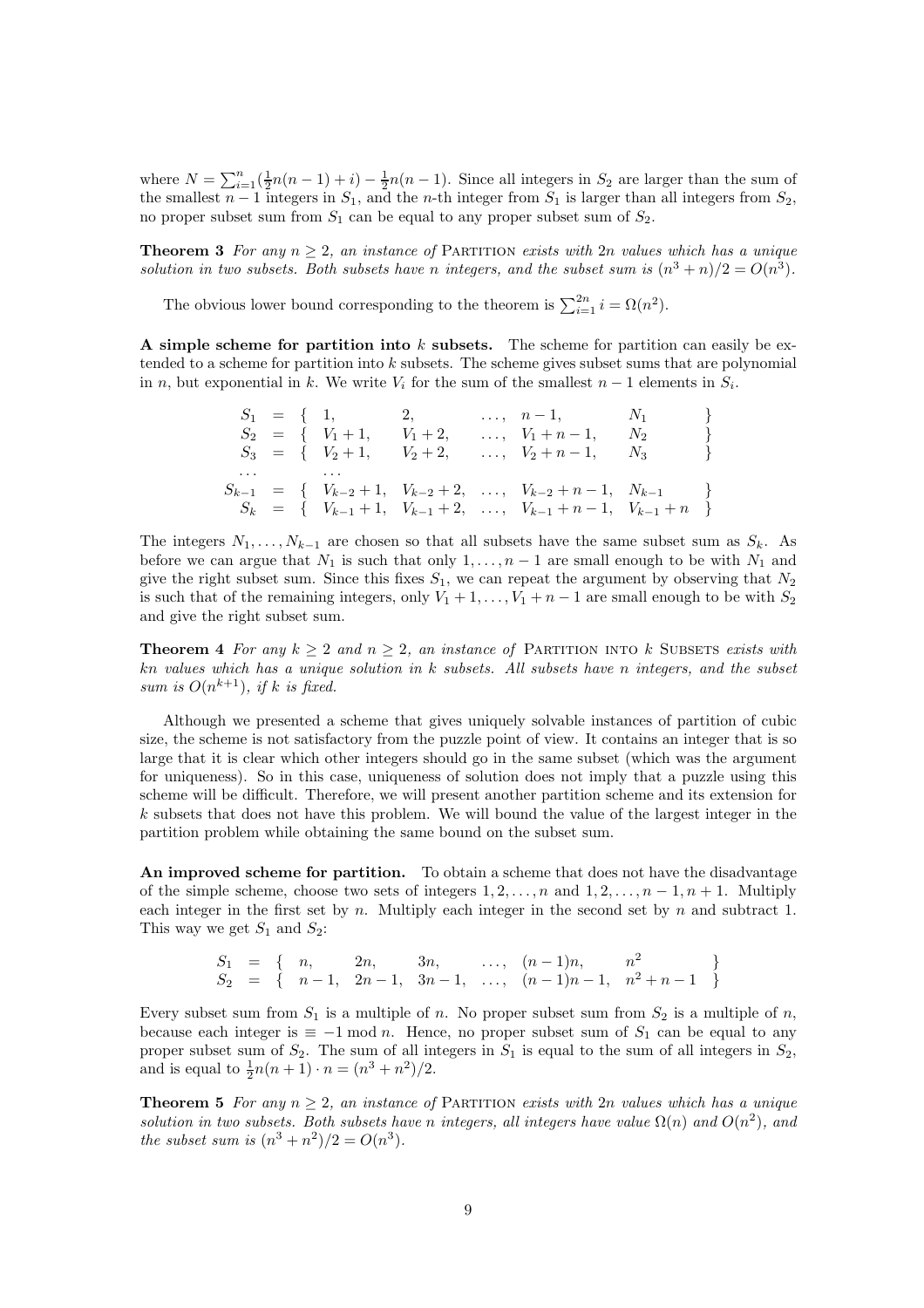where $N = \sum_{i=1}^{n}(\frac{1}{2}n(n-1)+i) - \frac{1}{2}n(n-1)$. Since all integers in $S_2$ are larger than the sum of the smallest $n-1$ integers in $S_1$, and the $n$-th integer from $S_1$ is larger than all integers from $S_2$, no proper subset sum from $S_1$ can be equal to any proper subset sum of $S_2$.

**Theorem 3** *For any $n \geq 2$, an instance of* Partition *exists with $2n$ values which has a unique solution in two subsets. Both subsets have $n$ integers, and the subset sum is $(n^3+n)/2 = O(n^3)$.*

The obvious lower bound corresponding to the theorem is $\sum_{i=1}^{2n} i = \Omega(n^2)$.

**A simple scheme for partition into $k$ subsets.** The scheme for partition can easily be extended to a scheme for partition into $k$ subsets. The scheme gives subset sums that are polynomial in $n$, but exponential in $k$. We write $V_i$ for the sum of the smallest $n-1$ elements in $S_i$.

$$
\begin{array}{rcllllll}
S_1 & = & \{ & 1, & 2, & \ldots, & n-1, & N_1 & \} \\
S_2 & = & \{ & V_1+1, & V_1+2, & \ldots, & V_1+n-1, & N_2 & \} \\
S_3 & = & \{ & V_2+1, & V_2+2, & \ldots, & V_2+n-1, & N_3 & \} \\
\ldots & & & \ldots & & & & & \\
S_{k-1} & = & \{ & V_{k-2}+1, & V_{k-2}+2, & \ldots, & V_{k-2}+n-1, & N_{k-1} & \} \\
S_k & = & \{ & V_{k-1}+1, & V_{k-1}+2, & \ldots, & V_{k-1}+n-1, & V_{k-1}+n & \}
\end{array}
$$

The integers $N_1, \ldots, N_{k-1}$ are chosen so that all subsets have the same subset sum as $S_k$. As before we can argue that $N_1$ is such that only $1, \ldots, n-1$ are small enough to be with $N_1$ and give the right subset sum. Since this fixes $S_1$, we can repeat the argument by observing that $N_2$ is such that of the remaining integers, only $V_1+1, \ldots, V_1+n-1$ are small enough to be with $S_2$ and give the right subset sum.

**Theorem 4** *For any $k \geq 2$ and $n \geq 2$, an instance of* Partition into $k$ Subsets *exists with $kn$ values which has a unique solution in $k$ subsets. All subsets have $n$ integers, and the subset sum is $O(n^{k+1})$, if $k$ is fixed.*

Although we presented a scheme that gives uniquely solvable instances of partition of cubic size, the scheme is not satisfactory from the puzzle point of view. It contains an integer that is so large that it is clear which other integers should go in the same subset (which was the argument for uniqueness). So in this case, uniqueness of solution does not imply that a puzzle using this scheme will be difficult. Therefore, we will present another partition scheme and its extension for $k$ subsets that does not have this problem. We will bound the value of the largest integer in the partition problem while obtaining the same bound on the subset sum.

**An improved scheme for partition.** To obtain a scheme that does not have the disadvantage of the simple scheme, choose two sets of integers $1, 2, \ldots, n$ and $1, 2, \ldots, n-1, n+1$. Multiply each integer in the first set by $n$. Multiply each integer in the second set by $n$ and subtract 1. This way we get $S_1$ and $S_2$:

$$
\begin{array}{rcllllll}
S_1 & = & \{ & n, & 2n, & 3n, & \ldots, & (n-1)n, & n^2 & \} \\
S_2 & = & \{ & n-1, & 2n-1, & 3n-1, & \ldots, & (n-1)n-1, & n^2+n-1 & \}
\end{array}
$$

Every subset sum from $S_1$ is a multiple of $n$. No proper subset sum from $S_2$ is a multiple of $n$, because each integer is $\equiv -1 \bmod n$. Hence, no proper subset sum of $S_1$ can be equal to any proper subset sum of $S_2$. The sum of all integers in $S_1$ is equal to the sum of all integers in $S_2$, and is equal to $\frac{1}{2}n(n+1) \cdot n = (n^3+n^2)/2$.

**Theorem 5** *For any $n \geq 2$, an instance of* Partition *exists with $2n$ values which has a unique solution in two subsets. Both subsets have $n$ integers, all integers have value $\Omega(n)$ and $O(n^2)$, and the subset sum is $(n^3+n^2)/2 = O(n^3)$.*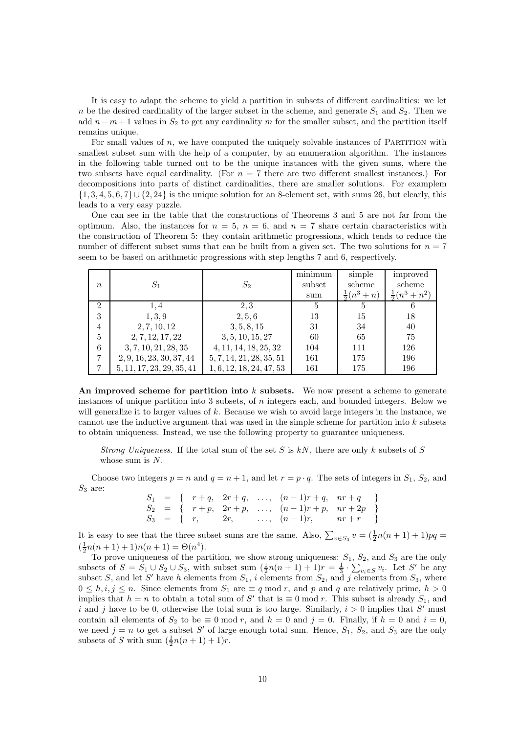It is easy to adapt the scheme to yield a partition in subsets of different cardinalities: we let $n$ be the desired cardinality of the larger subset in the scheme, and generate $S_1$ and $S_2$. Then we add $n-m+1$ values in $S_2$ to get any cardinality $m$ for the smaller subset, and the partition itself remains unique.

For small values of $n$, we have computed the uniquely solvable instances of PARTITION with smallest subset sum with the help of a computer, by an enumeration algorithm. The instances in the following table turned out to be the unique instances with the given sums, where the two subsets have equal cardinality. (For $n = 7$ there are two different smallest instances.) For decompositions into parts of distinct cardinalities, there are smaller solutions. For examplem $\{1, 3, 4, 5, 6, 7\} \cup \{2, 24\}$ is the unique solution for an 8-element set, with sums 26, but clearly, this leads to a very easy puzzle.

One can see in the table that the constructions of Theorems 3 and 5 are not far from the optimum. Also, the instances for $n = 5$, $n = 6$, and $n = 7$ share certain characteristics with the construction of Theorem 5: they contain arithmetic progressions, which tends to reduce the number of different subset sums that can be built from a given set. The two solutions for $n = 7$ seem to be based on arithmetic progressions with step lengths 7 and 6, respectively.

| $n$ | $S_1$ | $S_2$ | minimum subset sum | simple scheme $\frac{1}{2}(n^3+n)$ | improved scheme $\frac{1}{2}(n^3+n^2)$ |
|---|---|---|---|---|---|
| 2 | 1, 4 | 2, 3 | 5 | 5 | 6 |
| 3 | 1, 3, 9 | 2, 5, 6 | 13 | 15 | 18 |
| 4 | 2, 7, 10, 12 | 3, 5, 8, 15 | 31 | 34 | 40 |
| 5 | 2, 7, 12, 17, 22 | 3, 5, 10, 15, 27 | 60 | 65 | 75 |
| 6 | 3, 7, 10, 21, 28, 35 | 4, 11, 14, 18, 25, 32 | 104 | 111 | 126 |
| 7 | 2, 9, 16, 23, 30, 37, 44 | 5, 7, 14, 21, 28, 35, 51 | 161 | 175 | 196 |
| 7 | 5, 11, 17, 23, 29, 35, 41 | 1, 6, 12, 18, 24, 47, 53 | 161 | 175 | 196 |

**An improved scheme for partition into $k$ subsets.** We now present a scheme to generate instances of unique partition into 3 subsets, of $n$ integers each, and bounded integers. Below we will generalize it to larger values of $k$. Because we wish to avoid large integers in the instance, we cannot use the inductive argument that was used in the simple scheme for partition into $k$ subsets to obtain uniqueness. Instead, we use the following property to guarantee uniqueness.

> *Strong Uniqueness.* If the total sum of the set $S$ is $kN$, there are only $k$ subsets of $S$ whose sum is $N$.

Choose two integers $p = n$ and $q = n + 1$, and let $r = p \cdot q$. The sets of integers in $S_1$, $S_2$, and $S_3$ are:

$$
\begin{aligned}
S_1 &= \{ \ r+q, \ \ 2r+q, \ \ \ldots, \ \ (n-1)r+q, \ \ nr+q \ \} \\
S_2 &= \{ \ r+p, \ \ 2r+p, \ \ \ldots, \ \ (n-1)r+p, \ \ nr+2p \ \} \\
S_3 &= \{ \ r, \ \ 2r, \ \ \ldots, \ \ (n-1)r, \ \ nr+r \ \}
\end{aligned}
$$

It is easy to see that the three subset sums are the same. Also, $\sum_{v \in S_3} v = (\frac{1}{2}n(n+1)+1)pq = (\frac{1}{2}n(n+1)+1)n(n+1) = \Theta(n^4)$.

To prove uniqueness of the partition, we show strong uniqueness: $S_1$, $S_2$, and $S_3$ are the only subsets of $S = S_1 \cup S_2 \cup S_3$, with subset sum $(\frac{1}{2}n(n+1)+1)r = \frac{1}{3} \cdot \sum_{v_i \in S} v_i$. Let $S'$ be any subset $S$, and let $S'$ have $h$ elements from $S_1$, $i$ elements from $S_2$, and $j$ elements from $S_3$, where $0 \le h, i, j \le n$. Since elements from $S_1$ are $\equiv q \bmod r$, and $p$ and $q$ are relatively prime, $h > 0$ implies that $h = n$ to obtain a total sum of $S'$ that is $\equiv 0 \bmod r$. This subset is already $S_1$, and $i$ and $j$ have to be 0, otherwise the total sum is too large. Similarly, $i > 0$ implies that $S'$ must contain all elements of $S_2$ to be $\equiv 0 \bmod r$, and $h = 0$ and $j = 0$. Finally, if $h = 0$ and $i = 0$, we need $j = n$ to get a subset $S'$ of large enough total sum. Hence, $S_1$, $S_2$, and $S_3$ are the only subsets of $S$ with sum $(\frac{1}{2}n(n+1)+1)r$.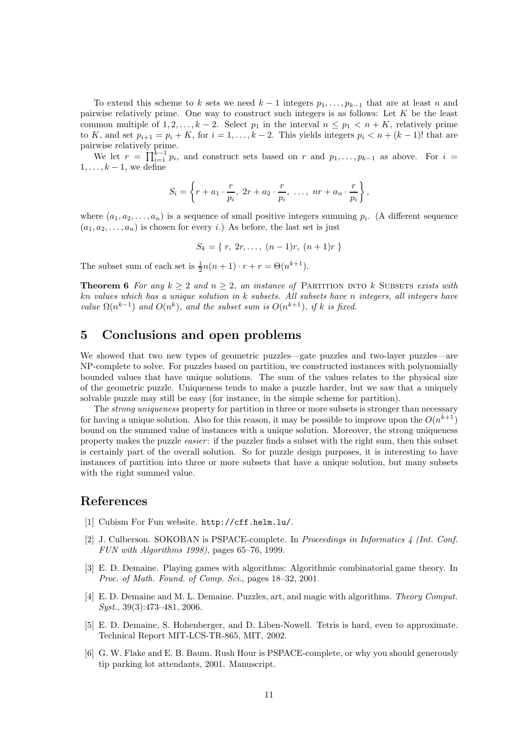To extend this scheme to $k$ sets we need $k-1$ integers $p_1, \dots, p_{k-1}$ that are at least $n$ and pairwise relatively prime. One way to construct such integers is as follows: Let $K$ be the least common multiple of $1, 2, \dots, k-2$. Select $p_1$ in the interval $n \le p_1 < n + K$, relatively prime to $K$, and set $p_{i+1} = p_i + K$, for $i = 1, \dots, k-2$. This yields integers $p_i < n + (k-1)!$ that are pairwise relatively prime.

We let $r = \prod_{i=1}^{k-1} p_i$, and construct sets based on $r$ and $p_1, \dots, p_{k-1}$ as above. For $i = 1, \dots, k-1$, we define

$$S_i = \left\{ r + a_1 \cdot \frac{r}{p_i},\ 2r + a_2 \cdot \frac{r}{p_i},\ \dots,\ nr + a_n \cdot \frac{r}{p_i} \right\},$$

where $(a_1, a_2, \dots, a_n)$ is a sequence of small positive integers summing $p_i$. (A different sequence $(a_1, a_2, \dots, a_n)$ is chosen for every $i$.) As before, the last set is just

$$S_k = \{\ r,\ 2r, \dots,\ (n-1)r,\ (n+1)r\ \}$$

The subset sum of each set is $\frac{1}{2}n(n+1) \cdot r + r = \Theta(n^{k+1})$.

**Theorem 6** *For any $k \ge 2$ and $n \ge 2$, an instance of* Partition into $k$ Subsets *exists with $kn$ values which has a unique solution in $k$ subsets. All subsets have $n$ integers, all integers have value $\Omega(n^{k-1})$ and $O(n^k)$, and the subset sum is $O(n^{k+1})$, if $k$ is fixed.*

## 5 Conclusions and open problems

We showed that two new types of geometric puzzles—gate puzzles and two-layer puzzles—are NP-complete to solve. For puzzles based on partition, we constructed instances with polynomially bounded values that have unique solutions. The sum of the values relates to the physical size of the geometric puzzle. Uniqueness tends to make a puzzle harder, but we saw that a uniquely solvable puzzle may still be easy (for instance, in the simple scheme for partition).

The *strong uniqueness* property for partition in three or more subsets is stronger than necessary for having a unique solution. Also for this reason, it may be possible to improve upon the $O(n^{k+1})$ bound on the summed value of instances with a unique solution. Moreover, the strong uniqueness property makes the puzzle *easier*: if the puzzler finds a subset with the right sum, then this subset is certainly part of the overall solution. So for puzzle design purposes, it is interesting to have instances of partition into three or more subsets that have a unique solution, but many subsets with the right summed value.

## References

[1] Cubism For Fun website. `http://cff.helm.lu/`.

[2] J. Culberson. SOKOBAN is PSPACE-complete. In *Proceedings in Informatics 4 (Int. Conf. FUN with Algorithms 1998)*, pages 65–76, 1999.

[3] E. D. Demaine. Playing games with algorithms: Algorithmic combinatorial game theory. In *Proc. of Math. Found. of Comp. Sci.*, pages 18–32, 2001.

[4] E. D. Demaine and M. L. Demaine. Puzzles, art, and magic with algorithms. *Theory Comput. Syst.*, 39(3):473–481, 2006.

[5] E. D. Demaine, S. Hohenberger, and D. Liben-Nowell. Tetris is hard, even to approximate. Technical Report MIT-LCS-TR-865, MIT, 2002.

[6] G. W. Flake and E. B. Baum. Rush Hour is PSPACE-complete, or why you should generously tip parking lot attendants, 2001. Manuscript.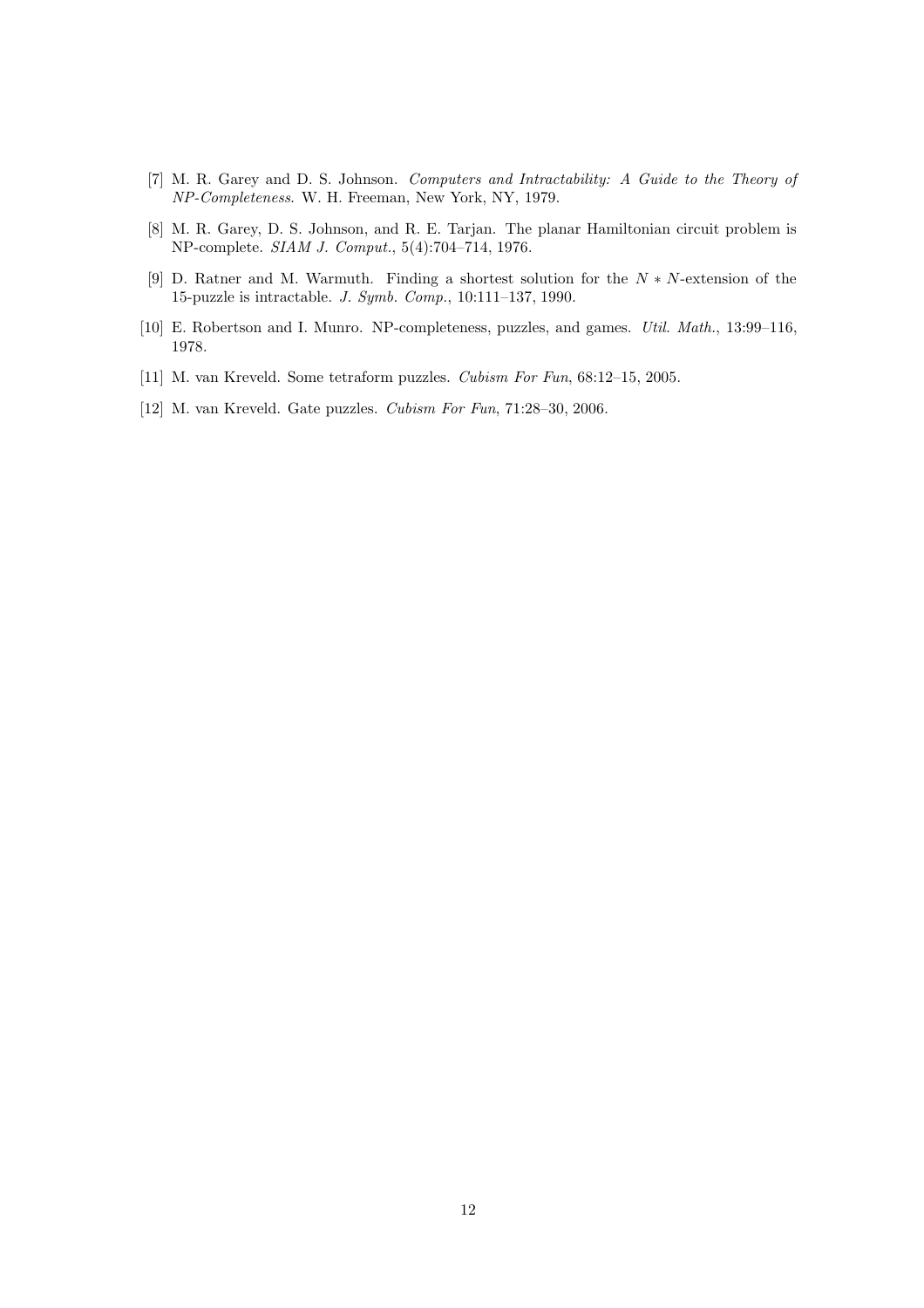[7] M. R. Garey and D. S. Johnson. *Computers and Intractability: A Guide to the Theory of NP-Completeness*. W. H. Freeman, New York, NY, 1979.

[8] M. R. Garey, D. S. Johnson, and R. E. Tarjan. The planar Hamiltonian circuit problem is NP-complete. *SIAM J. Comput.*, 5(4):704–714, 1976.

[9] D. Ratner and M. Warmuth. Finding a shortest solution for the $N * N$-extension of the 15-puzzle is intractable. *J. Symb. Comp.*, 10:111–137, 1990.

[10] E. Robertson and I. Munro. NP-completeness, puzzles, and games. *Util. Math.*, 13:99–116, 1978.

[11] M. van Kreveld. Some tetraform puzzles. *Cubism For Fun*, 68:12–15, 2005.

[12] M. van Kreveld. Gate puzzles. *Cubism For Fun*, 71:28–30, 2006.